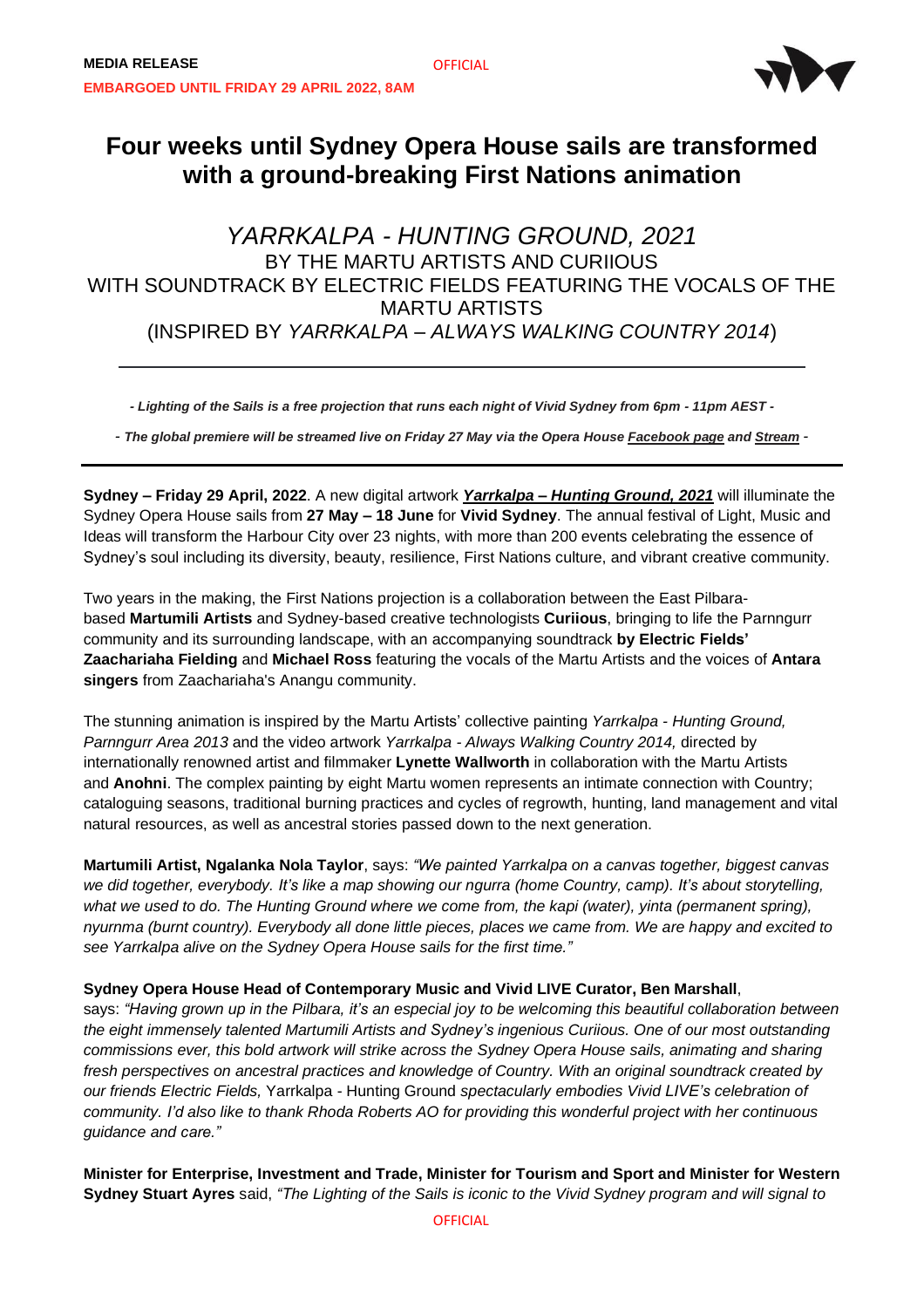**MEDIA RELEASE**

**EMBARGOED UNTIL FRIDAY 29 APRIL 2022, 8AM**

# Four weeks until Sydney Opera House sails are transformed with a ground-breaking First Nations animation

## *YARRKALPA - HUNTING GROUND, 2021*

BY THE MARTU ARTISTS AND CURIIOUS
WITH SOUNDTRACK BY ELECTRIC FIELDS FEATURING THE VOCALS OF THE MARTU ARTISTS
(INSPIRED BY *YARRKALPA – ALWAYS WALKING COUNTRY 2014*)

---

*- Lighting of the Sails is a free projection that runs each night of Vivid Sydney from 6pm - 11pm AEST -*

*- The global premiere will be streamed live on Friday 27 May via the Opera House Facebook page and Stream -*

---

**Sydney – Friday 29 April, 2022**. A new digital artwork ***Yarrkalpa – Hunting Ground, 2021*** will illuminate the Sydney Opera House sails from **27 May – 18 June** for **Vivid Sydney**. The annual festival of Light, Music and Ideas will transform the Harbour City over 23 nights, with more than 200 events celebrating the essence of Sydney's soul including its diversity, beauty, resilience, First Nations culture, and vibrant creative community.

Two years in the making, the First Nations projection is a collaboration between the East Pilbara-based **Martumili Artists** and Sydney-based creative technologists **Curiious**, bringing to life the Parnngurr community and its surrounding landscape, with an accompanying soundtrack **by Electric Fields' Zaachariaha Fielding** and **Michael Ross** featuring the vocals of the Martu Artists and the voices of **Antara singers** from Zaachariaha's Anangu community.

The stunning animation is inspired by the Martu Artists' collective painting *Yarrkalpa - Hunting Ground, Parnngurr Area 2013* and the video artwork *Yarrkalpa - Always Walking Country 2014,* directed by internationally renowned artist and filmmaker **Lynette Wallworth** in collaboration with the Martu Artists and **Anohni**. The complex painting by eight Martu women represents an intimate connection with Country; cataloguing seasons, traditional burning practices and cycles of regrowth, hunting, land management and vital natural resources, as well as ancestral stories passed down to the next generation.

**Martumili Artist, Ngalanka Nola Taylor**, says: *"We painted Yarrkalpa on a canvas together, biggest canvas we did together, everybody. It's like a map showing our ngurra (home Country, camp). It's about storytelling, what we used to do. The Hunting Ground where we come from, the kapi (water), yinta (permanent spring), nyurnma (burnt country). Everybody all done little pieces, places we came from. We are happy and excited to see Yarrkalpa alive on the Sydney Opera House sails for the first time."*

**Sydney Opera House Head of Contemporary Music and Vivid LIVE Curator, Ben Marshall**, says: *"Having grown up in the Pilbara, it's an especial joy to be welcoming this beautiful collaboration between the eight immensely talented Martumili Artists and Sydney's ingenious Curiious. One of our most outstanding commissions ever, this bold artwork will strike across the Sydney Opera House sails, animating and sharing fresh perspectives on ancestral practices and knowledge of Country. With an original soundtrack created by our friends Electric Fields,* Yarrkalpa - Hunting Ground *spectacularly embodies Vivid LIVE's celebration of community. I'd also like to thank Rhoda Roberts AO for providing this wonderful project with her continuous guidance and care."*

**Minister for Enterprise, Investment and Trade, Minister for Tourism and Sport and Minister for Western Sydney Stuart Ayres** said, *"The Lighting of the Sails is iconic to the Vivid Sydney program and will signal to*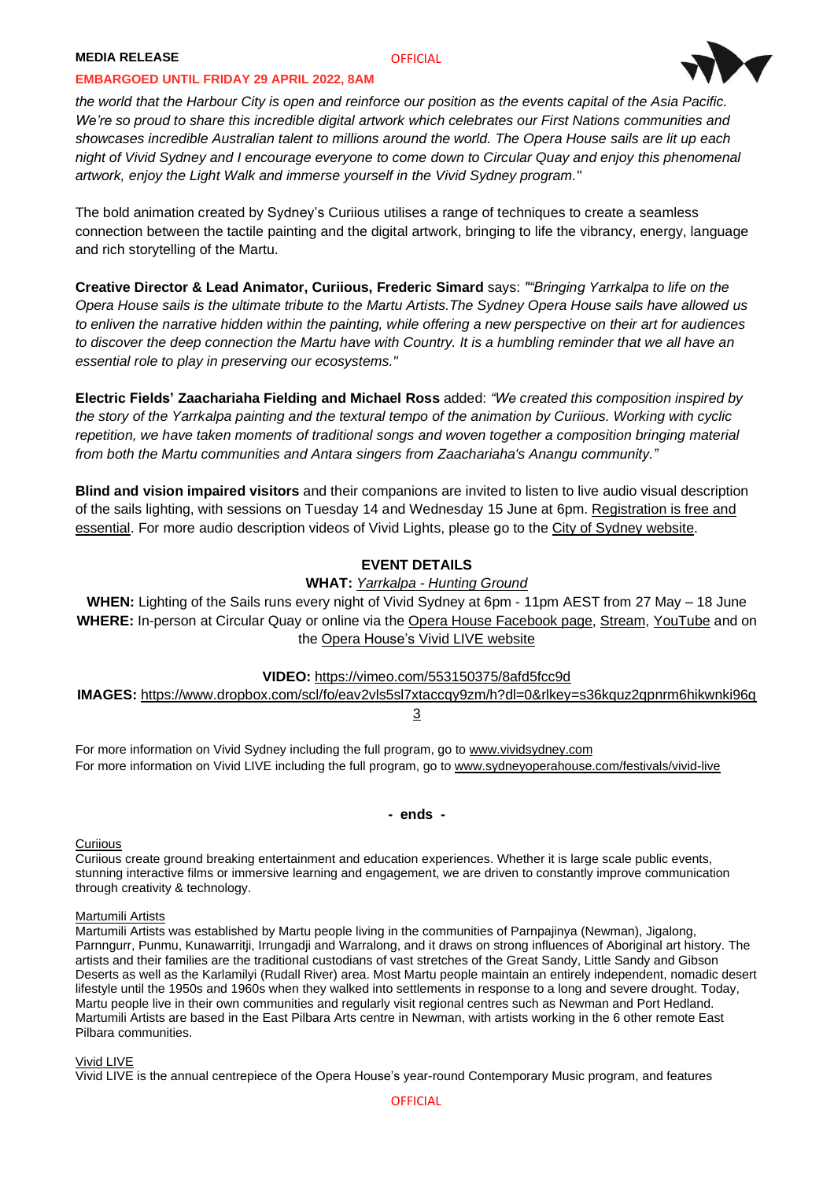*the world that the Harbour City is open and reinforce our position as the events capital of the Asia Pacific. We're so proud to share this incredible digital artwork which celebrates our First Nations communities and showcases incredible Australian talent to millions around the world. The Opera House sails are lit up each night of Vivid Sydney and I encourage everyone to come down to Circular Quay and enjoy this phenomenal artwork, enjoy the Light Walk and immerse yourself in the Vivid Sydney program."*

The bold animation created by Sydney's Curiious utilises a range of techniques to create a seamless connection between the tactile painting and the digital artwork, bringing to life the vibrancy, energy, language and rich storytelling of the Martu.

**Creative Director & Lead Animator, Curiious, Frederic Simard** says: *""Bringing Yarrkalpa to life on the Opera House sails is the ultimate tribute to the Martu Artists.The Sydney Opera House sails have allowed us to enliven the narrative hidden within the painting, while offering a new perspective on their art for audiences to discover the deep connection the Martu have with Country. It is a humbling reminder that we all have an essential role to play in preserving our ecosystems."*

**Electric Fields' Zaachariaha Fielding and Michael Ross** added: *"We created this composition inspired by the story of the Yarrkalpa painting and the textural tempo of the animation by Curiious. Working with cyclic repetition, we have taken moments of traditional songs and woven together a composition bringing material from both the Martu communities and Antara singers from Zaachariaha's Anangu community."*

**Blind and vision impaired visitors** and their companions are invited to listen to live audio visual description of the sails lighting, with sessions on Tuesday 14 and Wednesday 15 June at 6pm. Registration is free and essential. For more audio description videos of Vivid Lights, please go to the City of Sydney website.

## EVENT DETAILS

**WHAT:** *Yarrkalpa - Hunting Ground*

**WHEN:** Lighting of the Sails runs every night of Vivid Sydney at 6pm - 11pm AEST from 27 May – 18 June

**WHERE:** In-person at Circular Quay or online via the Opera House Facebook page, Stream, YouTube and on the Opera House's Vivid LIVE website

**VIDEO:** https://vimeo.com/553150375/8afd5fcc9d

**IMAGES:** https://www.dropbox.com/scl/fo/eav2vls5sl7xtaccqy9zm/h?dl=0&rlkey=s36kquz2gpnrm6hikwnki96q3

For more information on Vivid Sydney including the full program, go to www.vividsydney.com

For more information on Vivid LIVE including the full program, go to www.sydneyoperahouse.com/festivals/vivid-live

**- ends -**

Curiious

Curiious create ground breaking entertainment and education experiences. Whether it is large scale public events, stunning interactive films or immersive learning and engagement, we are driven to constantly improve communication through creativity & technology.

Martumili Artists

Martumili Artists was established by Martu people living in the communities of Parnpajinya (Newman), Jigalong, Parnngurr, Punmu, Kunawarritji, Irrungadji and Warralong, and it draws on strong influences of Aboriginal art history. The artists and their families are the traditional custodians of vast stretches of the Great Sandy, Little Sandy and Gibson Deserts as well as the Karlamilyi (Rudall River) area. Most Martu people maintain an entirely independent, nomadic desert lifestyle until the 1950s and 1960s when they walked into settlements in response to a long and severe drought. Today, Martu people live in their own communities and regularly visit regional centres such as Newman and Port Hedland. Martumili Artists are based in the East Pilbara Arts centre in Newman, with artists working in the 6 other remote East Pilbara communities.

Vivid LIVE

Vivid LIVE is the annual centrepiece of the Opera House's year-round Contemporary Music program, and features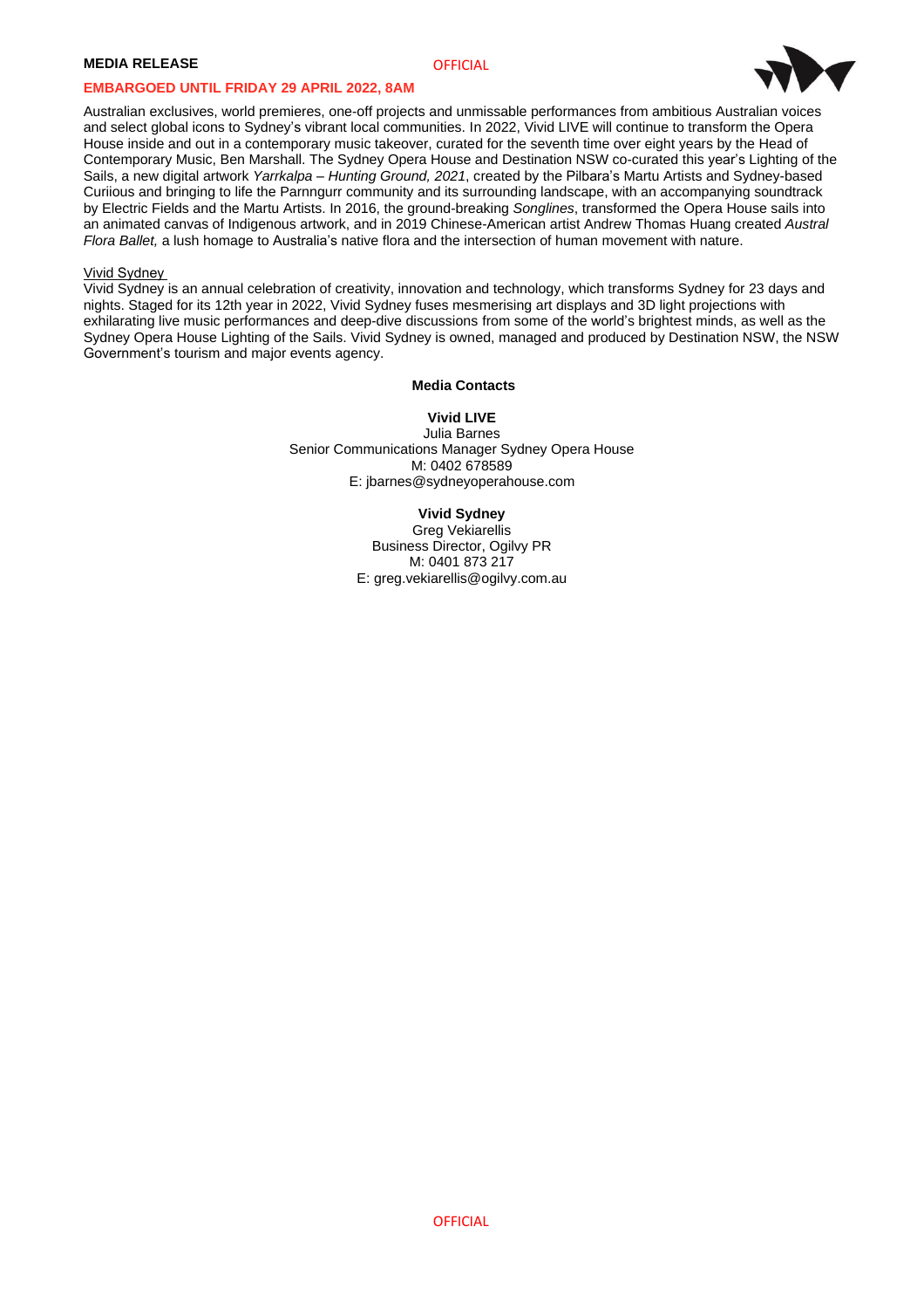**MEDIA RELEASE**

**EMBARGOED UNTIL FRIDAY 29 APRIL 2022, 8AM**

Australian exclusives, world premieres, one-off projects and unmissable performances from ambitious Australian voices and select global icons to Sydney's vibrant local communities. In 2022, Vivid LIVE will continue to transform the Opera House inside and out in a contemporary music takeover, curated for the seventh time over eight years by the Head of Contemporary Music, Ben Marshall. The Sydney Opera House and Destination NSW co-curated this year's Lighting of the Sails, a new digital artwork *Yarrkalpa – Hunting Ground, 2021*, created by the Pilbara's Martu Artists and Sydney-based Curiious and bringing to life the Parnngurr community and its surrounding landscape, with an accompanying soundtrack by Electric Fields and the Martu Artists. In 2016, the ground-breaking *Songlines*, transformed the Opera House sails into an animated canvas of Indigenous artwork, and in 2019 Chinese-American artist Andrew Thomas Huang created *Austral Flora Ballet,* a lush homage to Australia's native flora and the intersection of human movement with nature.

Vivid Sydney

Vivid Sydney is an annual celebration of creativity, innovation and technology, which transforms Sydney for 23 days and nights. Staged for its 12th year in 2022, Vivid Sydney fuses mesmerising art displays and 3D light projections with exhilarating live music performances and deep-dive discussions from some of the world's brightest minds, as well as the Sydney Opera House Lighting of the Sails. Vivid Sydney is owned, managed and produced by Destination NSW, the NSW Government's tourism and major events agency.

**Media Contacts**

**Vivid LIVE**
Julia Barnes
Senior Communications Manager Sydney Opera House
M: 0402 678589
E: jbarnes@sydneyoperahouse.com

**Vivid Sydney**
Greg Vekiarellis
Business Director, Ogilvy PR
M: 0401 873 217
E: greg.vekiarellis@ogilvy.com.au